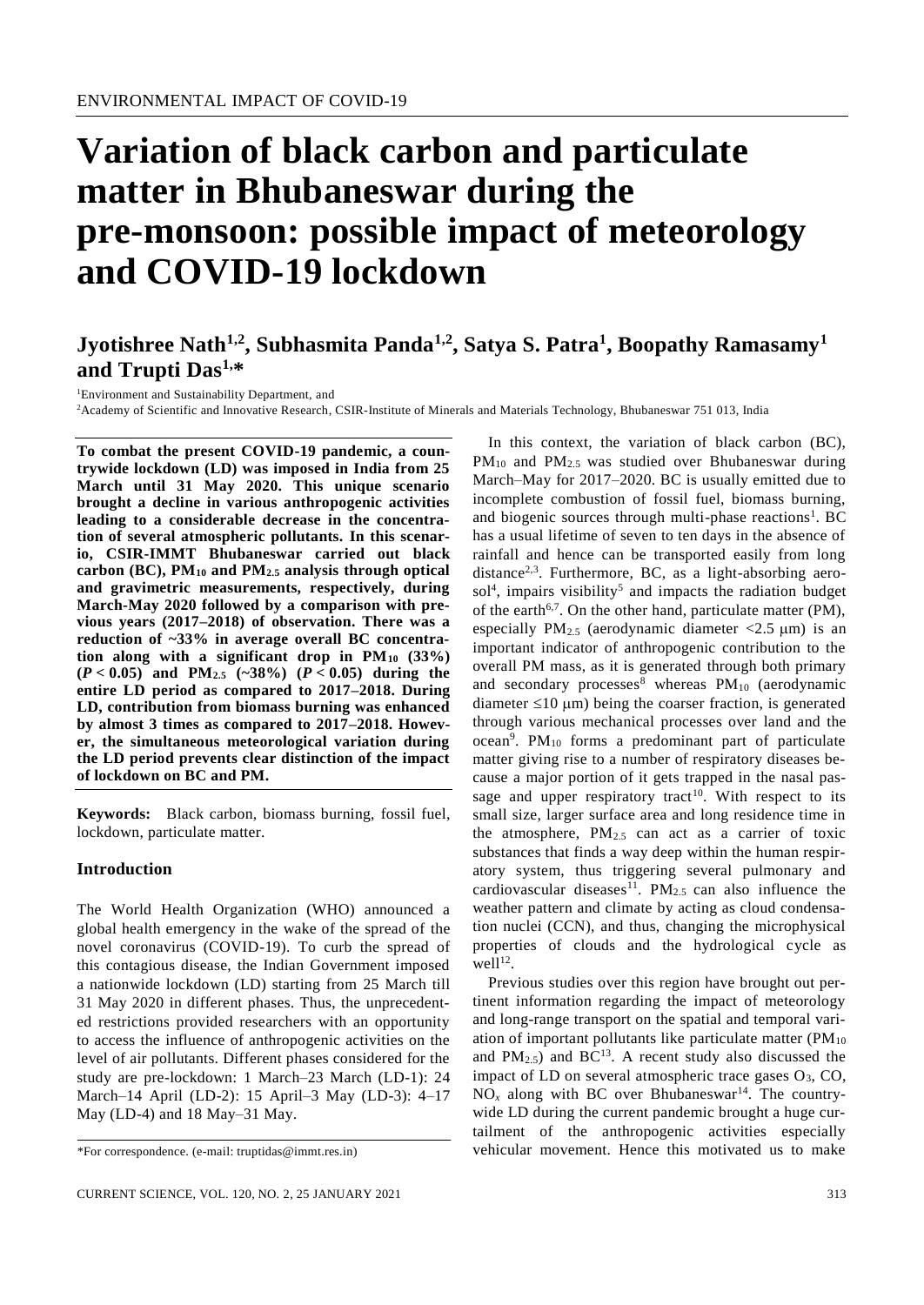ENVIRONMENTAL IMPACT OF COVID-19

# Variation of black carbon and particulate matter in Bhubaneswar during the pre-monsoon: possible impact of meteorology and COVID-19 lockdown

**Jyotishree Nath[1,2], Subhasmita Panda[1,2], Satya S. Patra[1], Boopathy Ramasamy[1] and Trupti Das[1,*]**

[1]Environment and Sustainability Department, and

[2]Academy of Scientific and Innovative Research, CSIR-Institute of Minerals and Materials Technology, Bhubaneswar 751 013, India

**To combat the present COVID-19 pandemic, a countrywide lockdown (LD) was imposed in India from 25 March until 31 May 2020. This unique scenario brought a decline in various anthropogenic activities leading to a considerable decrease in the concentration of several atmospheric pollutants. In this scenario, CSIR-IMMT Bhubaneswar carried out black carbon (BC), $PM_{10}$ and $PM_{2.5}$ analysis through optical and gravimetric measurements, respectively, during March-May 2020 followed by a comparison with previous years (2017–2018) of observation. There was a reduction of ~33% in average overall BC concentration along with a significant drop in $PM_{10}$ (33%) ($P < 0.05$) and $PM_{2.5}$ (~38%) ($P < 0.05$) during the entire LD period as compared to 2017–2018. During LD, contribution from biomass burning was enhanced by almost 3 times as compared to 2017–2018. However, the simultaneous meteorological variation during the LD period prevents clear distinction of the impact of lockdown on BC and PM.**

**Keywords:** Black carbon, biomass burning, fossil fuel, lockdown, particulate matter.

## Introduction

The World Health Organization (WHO) announced a global health emergency in the wake of the spread of the novel coronavirus (COVID-19). To curb the spread of this contagious disease, the Indian Government imposed a nationwide lockdown (LD) starting from 25 March till 31 May 2020 in different phases. Thus, the unprecedented restrictions provided researchers with an opportunity to access the influence of anthropogenic activities on the level of air pollutants. Different phases considered for the study are pre-lockdown: 1 March–23 March (LD-1): 24 March–14 April (LD-2): 15 April–3 May (LD-3): 4–17 May (LD-4) and 18 May–31 May.

\*For correspondence. (e-mail: truptidas@immt.res.in)

In this context, the variation of black carbon (BC), $PM_{10}$ and $PM_{2.5}$ was studied over Bhubaneswar during March–May for 2017–2020. BC is usually emitted due to incomplete combustion of fossil fuel, biomass burning, and biogenic sources through multi-phase reactions[1]. BC has a usual lifetime of seven to ten days in the absence of rainfall and hence can be transported easily from long distance[2,3]. Furthermore, BC, as a light-absorbing aerosol[4], impairs visibility[5] and impacts the radiation budget of the earth[6,7]. On the other hand, particulate matter (PM), especially $PM_{2.5}$ (aerodynamic diameter <2.5 μm) is an important indicator of anthropogenic contribution to the overall PM mass, as it is generated through both primary and secondary processes[8] whereas $PM_{10}$ (aerodynamic diameter ≤10 μm) being the coarser fraction, is generated through various mechanical processes over land and the ocean[9]. $PM_{10}$ forms a predominant part of particulate matter giving rise to a number of respiratory diseases because a major portion of it gets trapped in the nasal passage and upper respiratory tract[10]. With respect to its small size, larger surface area and long residence time in the atmosphere, $PM_{2.5}$ can act as a carrier of toxic substances that finds a way deep within the human respiratory system, thus triggering several pulmonary and cardiovascular diseases[11]. $PM_{2.5}$ can also influence the weather pattern and climate by acting as cloud condensation nuclei (CCN), and thus, changing the microphysical properties of clouds and the hydrological cycle as well[12].

Previous studies over this region have brought out pertinent information regarding the impact of meteorology and long-range transport on the spatial and temporal variation of important pollutants like particulate matter ($PM_{10}$ and $PM_{2.5}$) and BC[13]. A recent study also discussed the impact of LD on several atmospheric trace gases $O_3$, CO, $NO_x$ along with BC over Bhubaneswar[14]. The countrywide LD during the current pandemic brought a huge curtailment of the anthropogenic activities especially vehicular movement. Hence this motivated us to make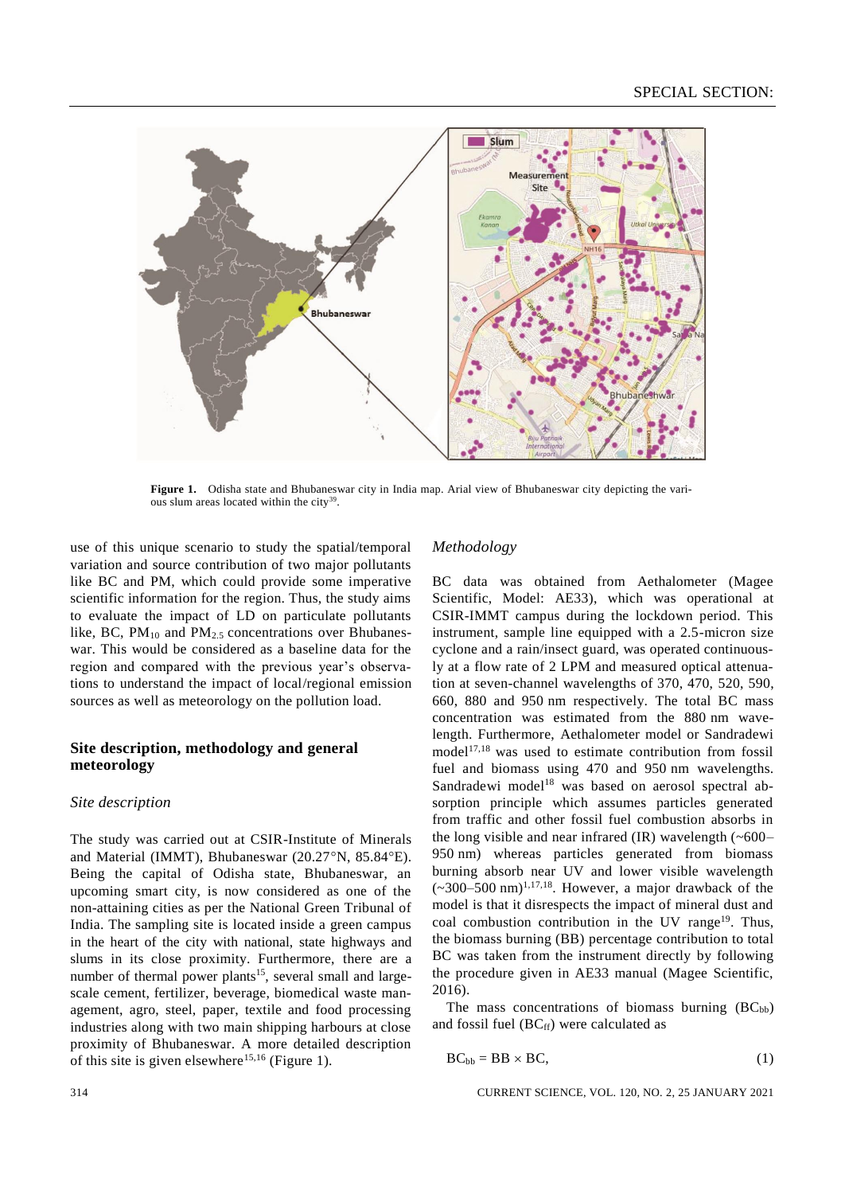**Figure 1.** Odisha state and Bhubaneswar city in India map. Arial view of Bhubaneswar city depicting the various slum areas located within the city[39].

use of this unique scenario to study the spatial/temporal variation and source contribution of two major pollutants like BC and PM, which could provide some imperative scientific information for the region. Thus, the study aims to evaluate the impact of LD on particulate pollutants like, BC, $PM_{10}$ and $PM_{2.5}$ concentrations over Bhubaneswar. This would be considered as a baseline data for the region and compared with the previous year's observations to understand the impact of local/regional emission sources as well as meteorology on the pollution load.

## Site description, methodology and general meteorology

### *Site description*

The study was carried out at CSIR-Institute of Minerals and Material (IMMT), Bhubaneswar (20.27°N, 85.84°E). Being the capital of Odisha state, Bhubaneswar, an upcoming smart city, is now considered as one of the non-attaining cities as per the National Green Tribunal of India. The sampling site is located inside a green campus in the heart of the city with national, state highways and slums in its close proximity. Furthermore, there are a number of thermal power plants[15], several small and large-scale cement, fertilizer, beverage, biomedical waste management, agro, steel, paper, textile and food processing industries along with two main shipping harbours at close proximity of Bhubaneswar. A more detailed description of this site is given elsewhere[15,16] (Figure 1).

### *Methodology*

BC data was obtained from Aethalometer (Magee Scientific, Model: AE33), which was operational at CSIR-IMMT campus during the lockdown period. This instrument, sample line equipped with a 2.5-micron size cyclone and a rain/insect guard, was operated continuously at a flow rate of 2 LPM and measured optical attenuation at seven-channel wavelengths of 370, 470, 520, 590, 660, 880 and 950 nm respectively. The total BC mass concentration was estimated from the 880 nm wavelength. Furthermore, Aethalometer model or Sandradewi model[17,18] was used to estimate contribution from fossil fuel and biomass using 470 and 950 nm wavelengths. Sandradewi model[18] was based on aerosol spectral absorption principle which assumes particles generated from traffic and other fossil fuel combustion absorbs in the long visible and near infrared (IR) wavelength (~600–950 nm) whereas particles generated from biomass burning absorb near UV and lower visible wavelength (~300–500 nm)[1,17,18]. However, a major drawback of the model is that it disrespects the impact of mineral dust and coal combustion contribution in the UV range[19]. Thus, the biomass burning (BB) percentage contribution to total BC was taken from the instrument directly by following the procedure given in AE33 manual (Magee Scientific, 2016).

The mass concentrations of biomass burning ($BC_{bb}$) and fossil fuel ($BC_{ff}$) were calculated as

$$BC_{bb} = BB \times BC, \qquad (1)$$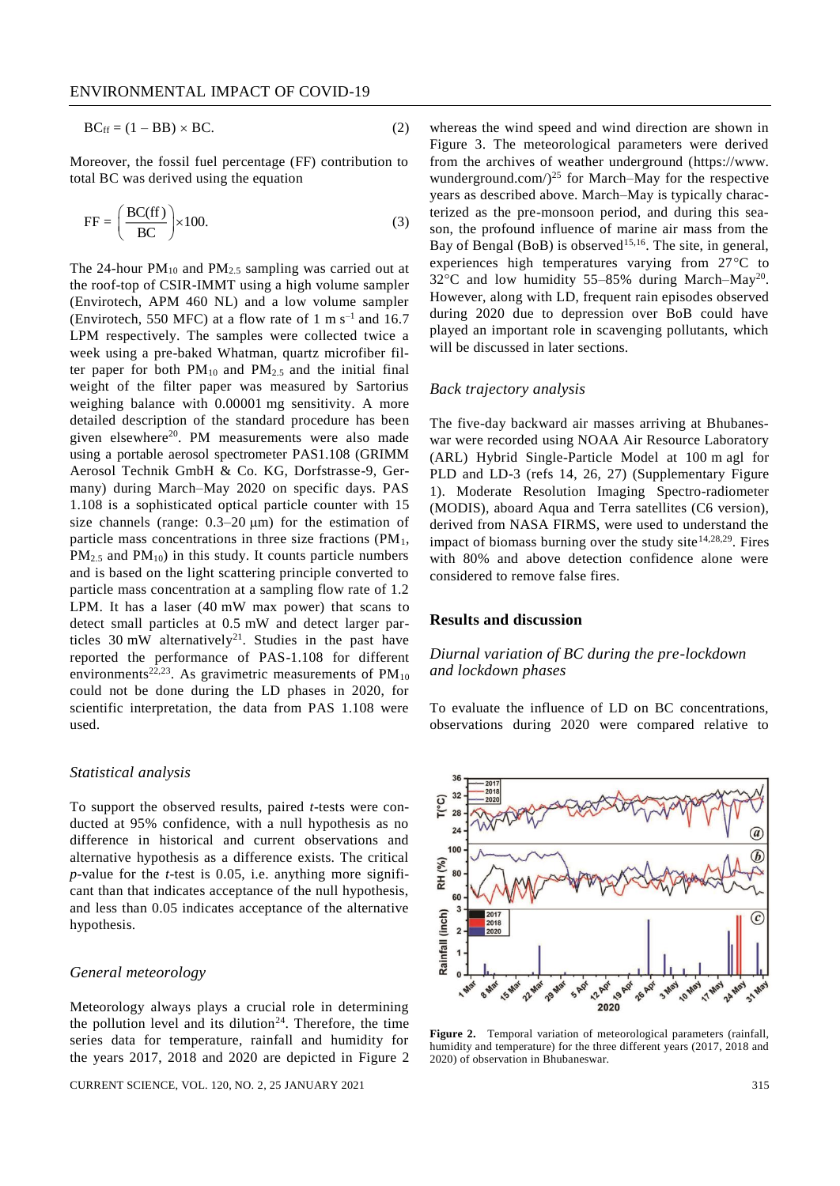$$BC_{ff} = (1 - BB) \times BC. \qquad (2)$$

Moreover, the fossil fuel percentage (FF) contribution to total BC was derived using the equation

$$FF = \left(\frac{BC(ff)}{BC}\right) \times 100. \qquad (3)$$

The 24-hour $PM_{10}$ and $PM_{2.5}$ sampling was carried out at the roof-top of CSIR-IMMT using a high volume sampler (Envirotech, APM 460 NL) and a low volume sampler (Envirotech, 550 MFC) at a flow rate of 1 m $s^{-1}$ and 16.7 LPM respectively. The samples were collected twice a week using a pre-baked Whatman, quartz microfiber filter paper for both $PM_{10}$ and $PM_{2.5}$ and the initial final weight of the filter paper was measured by Sartorius weighing balance with 0.00001 mg sensitivity. A more detailed description of the standard procedure has been given elsewhere[20]. PM measurements were also made using a portable aerosol spectrometer PAS1.108 (GRIMM Aerosol Technik GmbH & Co. KG, Dorfstrasse-9, Germany) during March–May 2020 on specific days. PAS 1.108 is a sophisticated optical particle counter with 15 size channels (range: 0.3–20 μm) for the estimation of particle mass concentrations in three size fractions ($PM_1$, $PM_{2.5}$ and $PM_{10}$) in this study. It counts particle numbers and is based on the light scattering principle converted to particle mass concentration at a sampling flow rate of 1.2 LPM. It has a laser (40 mW max power) that scans to detect small particles at 0.5 mW and detect larger particles 30 mW alternatively[21]. Studies in the past have reported the performance of PAS-1.108 for different environments[22,23]. As gravimetric measurements of $PM_{10}$ could not be done during the LD phases in 2020, for scientific interpretation, the data from PAS 1.108 were used.

### *Statistical analysis*

To support the observed results, paired *t*-tests were conducted at 95% confidence, with a null hypothesis as no difference in historical and current observations and alternative hypothesis as a difference exists. The critical *p*-value for the *t*-test is 0.05, i.e. anything more significant than that indicates acceptance of the null hypothesis, and less than 0.05 indicates acceptance of the alternative hypothesis.

### *General meteorology*

Meteorology always plays a crucial role in determining the pollution level and its dilution[24]. Therefore, the time series data for temperature, rainfall and humidity for the years 2017, 2018 and 2020 are depicted in Figure 2 whereas the wind speed and wind direction are shown in Figure 3. The meteorological parameters were derived from the archives of weather underground (https://www.wunderground.com/)[25] for March–May for the respective years as described above. March–May is typically characterized as the pre-monsoon period, and during this season, the profound influence of marine air mass from the Bay of Bengal (BoB) is observed[15,16]. The site, in general, experiences high temperatures varying from 27°C to 32°C and low humidity 55–85% during March–May[20]. However, along with LD, frequent rain episodes observed during 2020 due to depression over BoB could have played an important role in scavenging pollutants, which will be discussed in later sections.

### *Back trajectory analysis*

The five-day backward air masses arriving at Bhubaneswar were recorded using NOAA Air Resource Laboratory (ARL) Hybrid Single-Particle Model at 100 m agl for PLD and LD-3 (refs 14, 26, 27) (Supplementary Figure 1). Moderate Resolution Imaging Spectro-radiometer (MODIS), aboard Aqua and Terra satellites (C6 version), derived from NASA FIRMS, were used to understand the impact of biomass burning over the study site[14,28,29]. Fires with 80% and above detection confidence alone were considered to remove false fires.

## Results and discussion

### *Diurnal variation of BC during the pre-lockdown and lockdown phases*

To evaluate the influence of LD on BC concentrations, observations during 2020 were compared relative to

**Figure 2.** Temporal variation of meteorological parameters (rainfall, humidity and temperature) for the three different years (2017, 2018 and 2020) of observation in Bhubaneswar.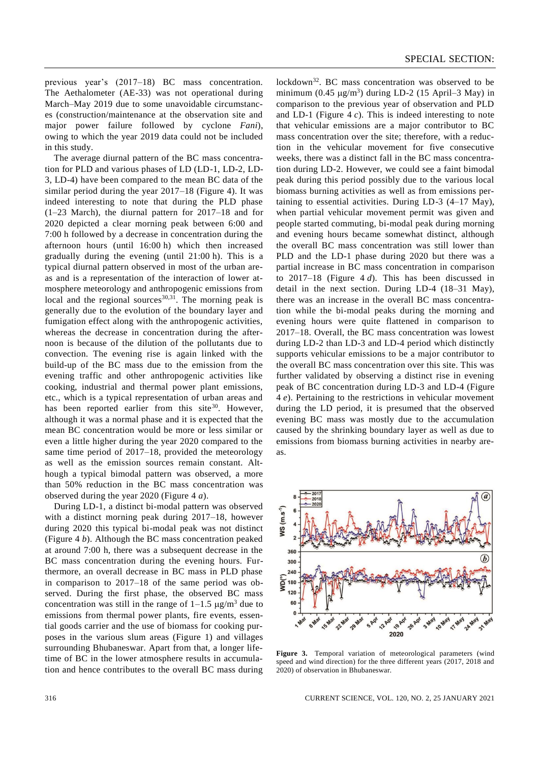previous year's (2017–18) BC mass concentration. The Aethalometer (AE-33) was not operational during March–May 2019 due to some unavoidable circumstances (construction/maintenance at the observation site and major power failure followed by cyclone *Fani*), owing to which the year 2019 data could not be included in this study.

The average diurnal pattern of the BC mass concentration for PLD and various phases of LD (LD-1, LD-2, LD-3, LD-4) have been compared to the mean BC data of the similar period during the year 2017–18 (Figure 4). It was indeed interesting to note that during the PLD phase (1–23 March), the diurnal pattern for 2017–18 and for 2020 depicted a clear morning peak between 6:00 and 7:00 h followed by a decrease in concentration during the afternoon hours (until 16:00 h) which then increased gradually during the evening (until 21:00 h). This is a typical diurnal pattern observed in most of the urban areas and is a representation of the interaction of lower atmosphere meteorology and anthropogenic emissions from local and the regional sources[30,31]. The morning peak is generally due to the evolution of the boundary layer and fumigation effect along with the anthropogenic activities, whereas the decrease in concentration during the afternoon is because of the dilution of the pollutants due to convection. The evening rise is again linked with the build-up of the BC mass due to the emission from the evening traffic and other anthropogenic activities like cooking, industrial and thermal power plant emissions, etc., which is a typical representation of urban areas and has been reported earlier from this site[30]. However, although it was a normal phase and it is expected that the mean BC concentration would be more or less similar or even a little higher during the year 2020 compared to the same time period of 2017–18, provided the meteorology as well as the emission sources remain constant. Although a typical bimodal pattern was observed, a more than 50% reduction in the BC mass concentration was observed during the year 2020 (Figure 4 *a*).

During LD-1, a distinct bi-modal pattern was observed with a distinct morning peak during 2017–18, however during 2020 this typical bi-modal peak was not distinct (Figure 4 *b*). Although the BC mass concentration peaked at around 7:00 h, there was a subsequent decrease in the BC mass concentration during the evening hours. Furthermore, an overall decrease in BC mass in PLD phase in comparison to 2017–18 of the same period was observed. During the first phase, the observed BC mass concentration was still in the range of 1–1.5 μg/m$^3$ due to emissions from thermal power plants, fire events, essential goods carrier and the use of biomass for cooking purposes in the various slum areas (Figure 1) and villages surrounding Bhubaneswar. Apart from that, a longer lifetime of BC in the lower atmosphere results in accumulation and hence contributes to the overall BC mass during lockdown[32]. BC mass concentration was observed to be minimum (0.45 μg/m$^3$) during LD-2 (15 April–3 May) in comparison to the previous year of observation and PLD and LD-1 (Figure 4 *c*). This is indeed interesting to note that vehicular emissions are a major contributor to BC mass concentration over the site; therefore, with a reduction in the vehicular movement for five consecutive weeks, there was a distinct fall in the BC mass concentration during LD-2. However, we could see a faint bimodal peak during this period possibly due to the various local biomass burning activities as well as from emissions pertaining to essential activities. During LD-3 (4–17 May), when partial vehicular movement permit was given and people started commuting, bi-modal peak during morning and evening hours became somewhat distinct, although the overall BC mass concentration was still lower than PLD and the LD-1 phase during 2020 but there was a partial increase in BC mass concentration in comparison to 2017–18 (Figure 4 *d*). This has been discussed in detail in the next section. During LD-4 (18–31 May), there was an increase in the overall BC mass concentration while the bi-modal peaks during the morning and evening hours were quite flattened in comparison to 2017–18. Overall, the BC mass concentration was lowest during LD-2 than LD-3 and LD-4 period which distinctly supports vehicular emissions to be a major contributor to the overall BC mass concentration over this site. This was further validated by observing a distinct rise in evening peak of BC concentration during LD-3 and LD-4 (Figure 4 *e*). Pertaining to the restrictions in vehicular movement during the LD period, it is presumed that the observed evening BC mass was mostly due to the accumulation caused by the shrinking boundary layer as well as due to emissions from biomass burning activities in nearby areas.

**Figure 3.** Temporal variation of meteorological parameters (wind speed and wind direction) for the three different years (2017, 2018 and 2020) of observation in Bhubaneswar.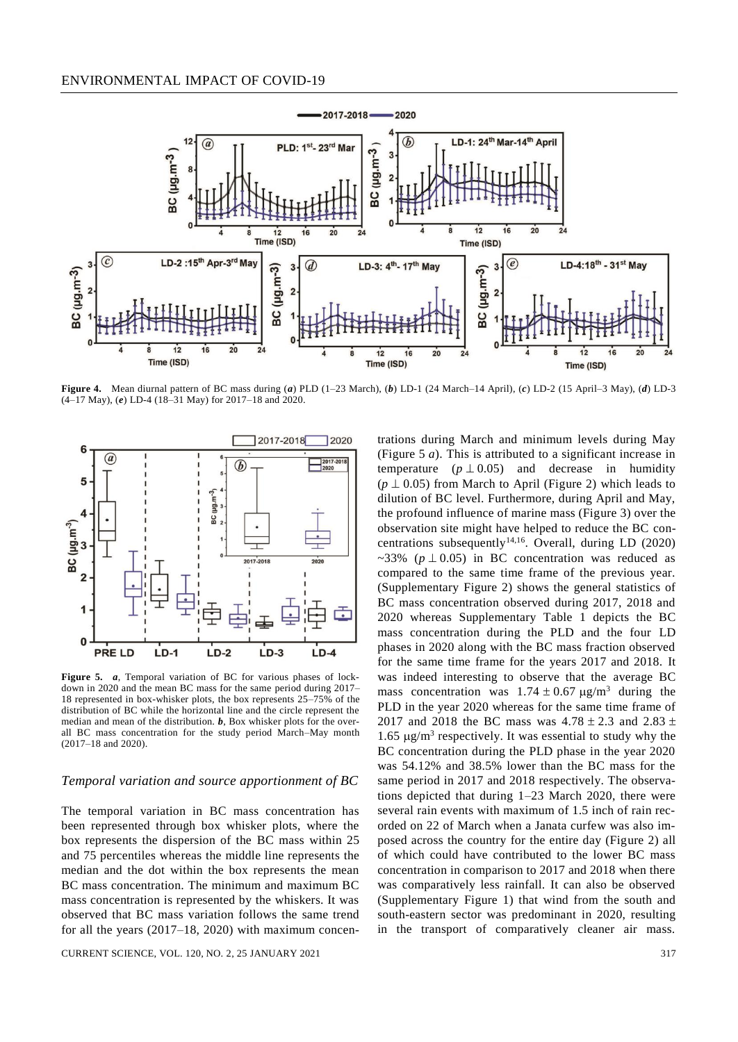**Figure 4.** Mean diurnal pattern of BC mass during (*a*) PLD (1–23 March), (*b*) LD-1 (24 March–14 April), (*c*) LD-2 (15 April–3 May), (*d*) LD-3 (4–17 May), (*e*) LD-4 (18–31 May) for 2017–18 and 2020.

**Figure 5.** ***a***, Temporal variation of BC for various phases of lockdown in 2020 and the mean BC mass for the same period during 2017–18 represented in box-whisker plots, the box represents 25–75% of the distribution of BC while the horizontal line and the circle represent the median and mean of the distribution. ***b***, Box whisker plots for the overall BC mass concentration for the study period March–May month (2017–18 and 2020).

### *Temporal variation and source apportionment of BC*

The temporal variation in BC mass concentration has been represented through box whisker plots, where the box represents the dispersion of the BC mass within 25 and 75 percentiles whereas the middle line represents the median and the dot within the box represents the mean BC mass concentration. The minimum and maximum BC mass concentration is represented by the whiskers. It was observed that BC mass variation follows the same trend for all the years (2017–18, 2020) with maximum concentrations during March and minimum levels during May (Figure 5 *a*). This is attributed to a significant increase in temperature ($p \perp 0.05$) and decrease in humidity ($p \perp 0.05$) from March to April (Figure 2) which leads to dilution of BC level. Furthermore, during April and May, the profound influence of marine mass (Figure 3) over the observation site might have helped to reduce the BC concentrations subsequently[14,16]. Overall, during LD (2020) ~33% ($p \perp 0.05$) in BC concentration was reduced as compared to the same time frame of the previous year. (Supplementary Figure 2) shows the general statistics of BC mass concentration observed during 2017, 2018 and 2020 whereas Supplementary Table 1 depicts the BC mass concentration during the PLD and the four LD phases in 2020 along with the BC mass fraction observed for the same time frame for the years 2017 and 2018. It was indeed interesting to observe that the average BC mass concentration was $1.74 \pm 0.67$ μg/m$^3$ during the PLD in the year 2020 whereas for the same time frame of 2017 and 2018 the BC mass was $4.78 \pm 2.3$ and $2.83 \pm 1.65$ μg/m$^3$ respectively. It was essential to study why the BC concentration during the PLD phase in the year 2020 was 54.12% and 38.5% lower than the BC mass for the same period in 2017 and 2018 respectively. The observations depicted that during 1–23 March 2020, there were several rain events with maximum of 1.5 inch of rain recorded on 22 of March when a Janata curfew was also imposed across the country for the entire day (Figure 2) all of which could have contributed to the lower BC mass concentration in comparison to 2017 and 2018 when there was comparatively less rainfall. It can also be observed (Supplementary Figure 1) that wind from the south and south-eastern sector was predominant in 2020, resulting in the transport of comparatively cleaner air mass.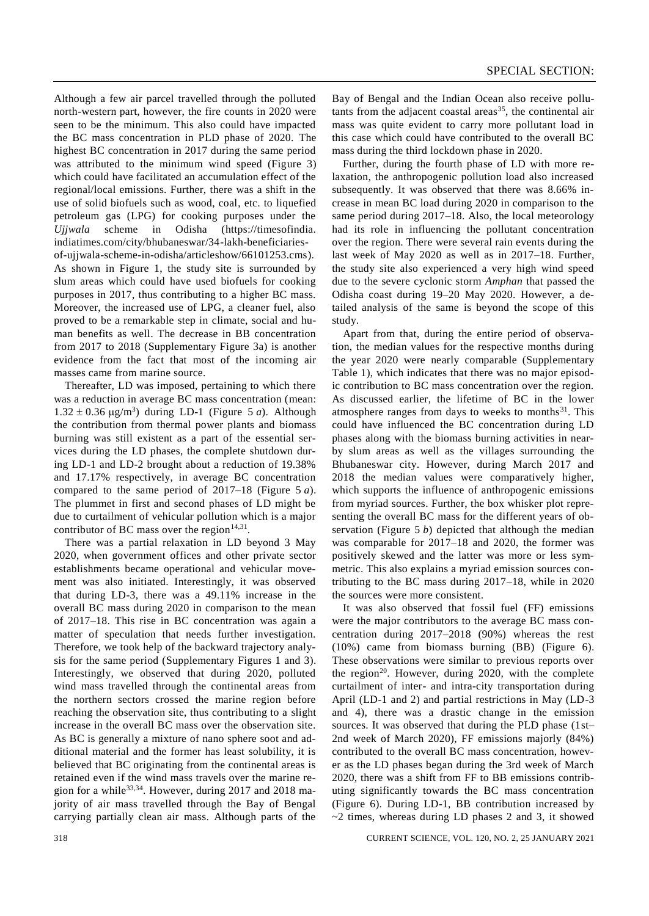Although a few air parcel travelled through the polluted north-western part, however, the fire counts in 2020 were seen to be the minimum. This also could have impacted the BC mass concentration in PLD phase of 2020. The highest BC concentration in 2017 during the same period was attributed to the minimum wind speed (Figure 3) which could have facilitated an accumulation effect of the regional/local emissions. Further, there was a shift in the use of solid biofuels such as wood, coal, etc. to liquefied petroleum gas (LPG) for cooking purposes under the *Ujjwala* scheme in Odisha (https://timesofindia.indiatimes.com/city/bhubaneswar/34-lakh-beneficiaries-of-ujjwala-scheme-in-odisha/articleshow/66101253.cms). As shown in Figure 1, the study site is surrounded by slum areas which could have used biofuels for cooking purposes in 2017, thus contributing to a higher BC mass. Moreover, the increased use of LPG, a cleaner fuel, also proved to be a remarkable step in climate, social and human benefits as well. The decrease in BB concentration from 2017 to 2018 (Supplementary Figure 3a) is another evidence from the fact that most of the incoming air masses came from marine source.

Thereafter, LD was imposed, pertaining to which there was a reduction in average BC mass concentration (mean: $1.32 \pm 0.36$ μg/m$^3$) during LD-1 (Figure 5 *a*). Although the contribution from thermal power plants and biomass burning was still existent as a part of the essential services during the LD phases, the complete shutdown during LD-1 and LD-2 brought about a reduction of 19.38% and 17.17% respectively, in average BC concentration compared to the same period of 2017–18 (Figure 5 *a*). The plummet in first and second phases of LD might be due to curtailment of vehicular pollution which is a major contributor of BC mass over the region[14,31].

There was a partial relaxation in LD beyond 3 May 2020, when government offices and other private sector establishments became operational and vehicular movement was also initiated. Interestingly, it was observed that during LD-3, there was a 49.11% increase in the overall BC mass during 2020 in comparison to the mean of 2017–18. This rise in BC concentration was again a matter of speculation that needs further investigation. Therefore, we took help of the backward trajectory analysis for the same period (Supplementary Figures 1 and 3). Interestingly, we observed that during 2020, polluted wind mass travelled through the continental areas from the northern sectors crossed the marine region before reaching the observation site, thus contributing to a slight increase in the overall BC mass over the observation site. As BC is generally a mixture of nano sphere soot and additional material and the former has least solubility, it is believed that BC originating from the continental areas is retained even if the wind mass travels over the marine region for a while[33,34]. However, during 2017 and 2018 majority of air mass travelled through the Bay of Bengal carrying partially clean air mass. Although parts of the Bay of Bengal and the Indian Ocean also receive pollutants from the adjacent coastal areas[35], the continental air mass was quite evident to carry more pollutant load in this case which could have contributed to the overall BC mass during the third lockdown phase in 2020.

Further, during the fourth phase of LD with more relaxation, the anthropogenic pollution load also increased subsequently. It was observed that there was 8.66% increase in mean BC load during 2020 in comparison to the same period during 2017–18. Also, the local meteorology had its role in influencing the pollutant concentration over the region. There were several rain events during the last week of May 2020 as well as in 2017–18. Further, the study site also experienced a very high wind speed due to the severe cyclonic storm *Amphan* that passed the Odisha coast during 19–20 May 2020. However, a detailed analysis of the same is beyond the scope of this study.

Apart from that, during the entire period of observation, the median values for the respective months during the year 2020 were nearly comparable (Supplementary Table 1), which indicates that there was no major episodic contribution to BC mass concentration over the region. As discussed earlier, the lifetime of BC in the lower atmosphere ranges from days to weeks to months[31]. This could have influenced the BC concentration during LD phases along with the biomass burning activities in nearby slum areas as well as the villages surrounding the Bhubaneswar city. However, during March 2017 and 2018 the median values were comparatively higher, which supports the influence of anthropogenic emissions from myriad sources. Further, the box whisker plot representing the overall BC mass for the different years of observation (Figure 5 *b*) depicted that although the median was comparable for 2017–18 and 2020, the former was positively skewed and the latter was more or less symmetric. This also explains a myriad emission sources contributing to the BC mass during 2017–18, while in 2020 the sources were more consistent.

It was also observed that fossil fuel (FF) emissions were the major contributors to the average BC mass concentration during 2017–2018 (90%) whereas the rest (10%) came from biomass burning (BB) (Figure 6). These observations were similar to previous reports over the region[20]. However, during 2020, with the complete curtailment of inter- and intra-city transportation during April (LD-1 and 2) and partial restrictions in May (LD-3 and 4), there was a drastic change in the emission sources. It was observed that during the PLD phase (1st–2nd week of March 2020), FF emissions majorly (84%) contributed to the overall BC mass concentration, however as the LD phases began during the 3rd week of March 2020, there was a shift from FF to BB emissions contributing significantly towards the BC mass concentration (Figure 6). During LD-1, BB contribution increased by ~2 times, whereas during LD phases 2 and 3, it showed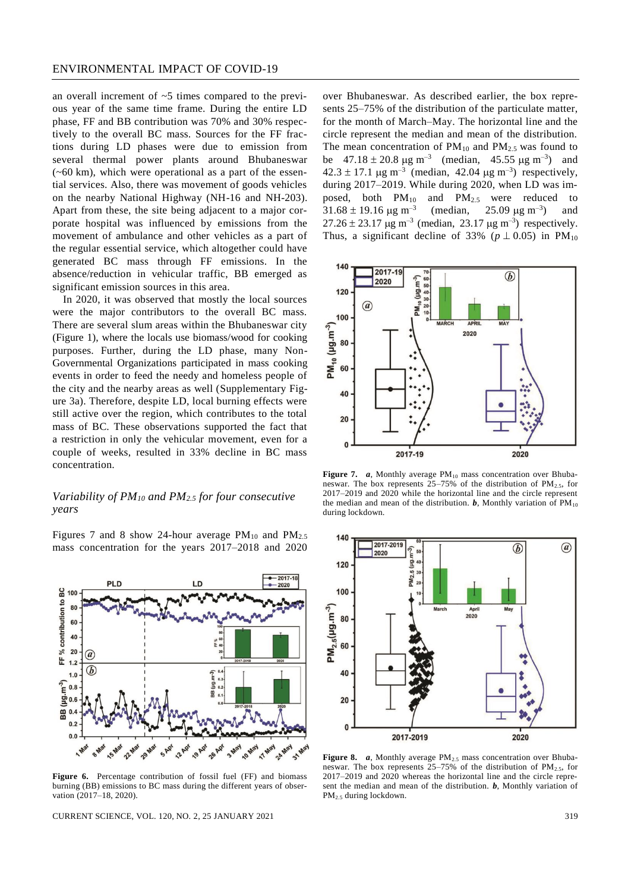an overall increment of ~5 times compared to the previous year of the same time frame. During the entire LD phase, FF and BB contribution was 70% and 30% respectively to the overall BC mass. Sources for the FF fractions during LD phases were due to emission from several thermal power plants around Bhubaneswar (~60 km), which were operational as a part of the essential services. Also, there was movement of goods vehicles on the nearby National Highway (NH-16 and NH-203). Apart from these, the site being adjacent to a major corporate hospital was influenced by emissions from the movement of ambulance and other vehicles as a part of the regular essential service, which altogether could have generated BC mass through FF emissions. In the absence/reduction in vehicular traffic, BB emerged as significant emission sources in this area.

In 2020, it was observed that mostly the local sources were the major contributors to the overall BC mass. There are several slum areas within the Bhubaneswar city (Figure 1), where the locals use biomass/wood for cooking purposes. Further, during the LD phase, many Non-Governmental Organizations participated in mass cooking events in order to feed the needy and homeless people of the city and the nearby areas as well (Supplementary Figure 3a). Therefore, despite LD, local burning effects were still active over the region, which contributes to the total mass of BC. These observations supported the fact that a restriction in only the vehicular movement, even for a couple of weeks, resulted in 33% decline in BC mass concentration.

**Figure 6.** Percentage contribution of fossil fuel (FF) and biomass burning (BB) emissions to BC mass during the different years of observation (2017–18, 2020).

### *Variability of $PM_{10}$ and $PM_{2.5}$ for four consecutive years*

Figures 7 and 8 show 24-hour average $PM_{10}$ and $PM_{2.5}$ mass concentration for the years 2017–2018 and 2020 over Bhubaneswar. As described earlier, the box represents 25–75% of the distribution of the particulate matter, for the month of March–May. The horizontal line and the circle represent the median and mean of the distribution. The mean concentration of $PM_{10}$ and $PM_{2.5}$ was found to be $47.18 \pm 20.8\ \mu g\ m^{-3}$ (median, $45.55\ \mu g\ m^{-3}$) and $42.3 \pm 17.1\ \mu g\ m^{-3}$ (median, $42.04\ \mu g\ m^{-3}$) respectively, during 2017–2019. While during 2020, when LD was imposed, both $PM_{10}$ and $PM_{2.5}$ were reduced to $31.68 \pm 19.16\ \mu g\ m^{-3}$ (median, $25.09\ \mu g\ m^{-3}$) and $27.26 \pm 23.17\ \mu g\ m^{-3}$ (median, $23.17\ \mu g\ m^{-3}$) respectively. Thus, a significant decline of 33% ($p \perp 0.05$) in $PM_{10}$

**Figure 7.** ***a***, Monthly average $PM_{10}$ mass concentration over Bhubaneswar. The box represents 25–75% of the distribution of $PM_{2.5}$, for 2017–2019 and 2020 while the horizontal line and the circle represent the median and mean of the distribution. ***b***, Monthly variation of $PM_{10}$ during lockdown.

**Figure 8.** ***a***, Monthly average $PM_{2.5}$ mass concentration over Bhubaneswar. The box represents 25–75% of the distribution of $PM_{2.5}$, for 2017–2019 and 2020 whereas the horizontal line and the circle represent the median and mean of the distribution. ***b***, Monthly variation of $PM_{2.5}$ during lockdown.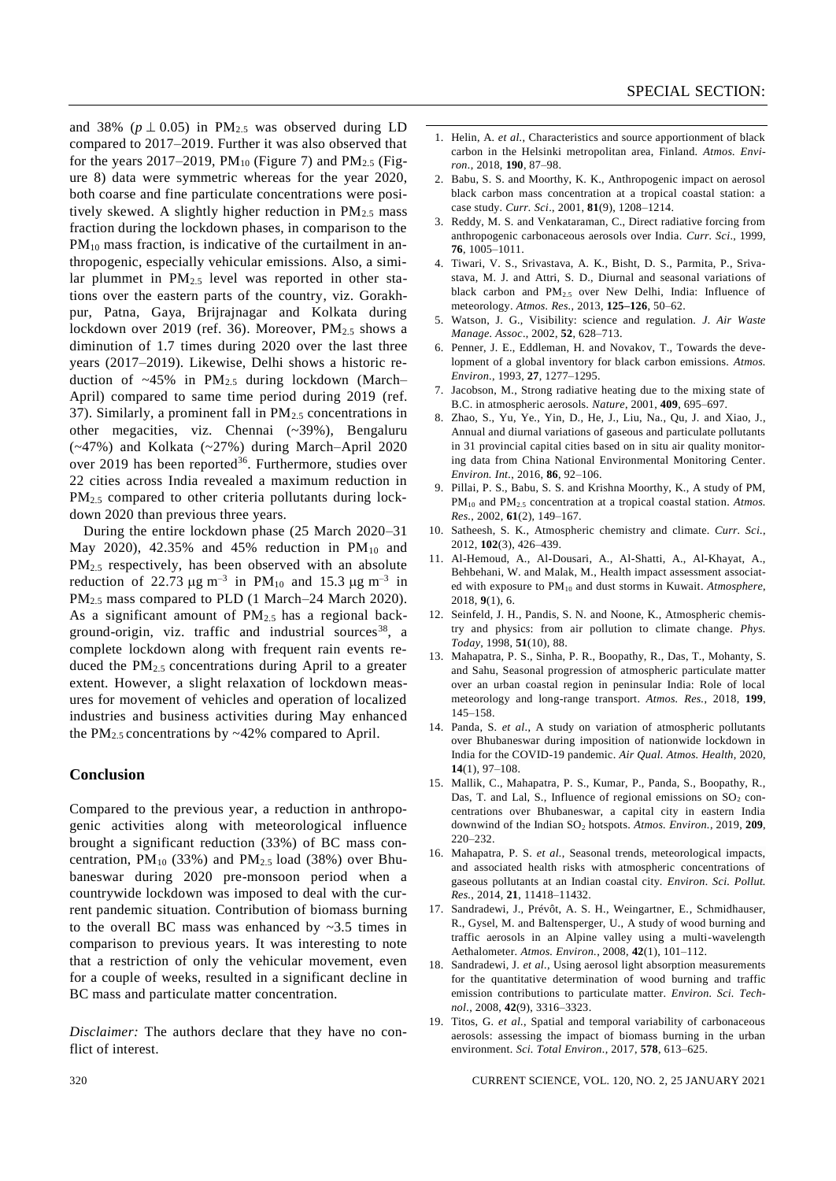and 38% ($p \perp 0.05$) in $PM_{2.5}$ was observed during LD compared to 2017–2019. Further it was also observed that for the years 2017–2019, $PM_{10}$ (Figure 7) and $PM_{2.5}$ (Figure 8) data were symmetric whereas for the year 2020, both coarse and fine particulate concentrations were positively skewed. A slightly higher reduction in $PM_{2.5}$ mass fraction during the lockdown phases, in comparison to the $PM_{10}$ mass fraction, is indicative of the curtailment in anthropogenic, especially vehicular emissions. Also, a similar plummet in $PM_{2.5}$ level was reported in other stations over the eastern parts of the country, viz. Gorakhpur, Patna, Gaya, Brijrajnagar and Kolkata during lockdown over 2019 (ref. 36). Moreover, $PM_{2.5}$ shows a diminution of 1.7 times during 2020 over the last three years (2017–2019). Likewise, Delhi shows a historic reduction of ~45% in $PM_{2.5}$ during lockdown (March–April) compared to same time period during 2019 (ref. 37). Similarly, a prominent fall in $PM_{2.5}$ concentrations in other megacities, viz. Chennai (~39%), Bengaluru (~47%) and Kolkata (~27%) during March–April 2020 over 2019 has been reported[36]. Furthermore, studies over 22 cities across India revealed a maximum reduction in $PM_{2.5}$ compared to other criteria pollutants during lockdown 2020 than previous three years.

During the entire lockdown phase (25 March 2020–31 May 2020), 42.35% and 45% reduction in $PM_{10}$ and $PM_{2.5}$ respectively, has been observed with an absolute reduction of 22.73 $\mu g\ m^{-3}$ in $PM_{10}$ and 15.3 $\mu g\ m^{-3}$ in $PM_{2.5}$ mass compared to PLD (1 March–24 March 2020). As a significant amount of $PM_{2.5}$ has a regional background-origin, viz. traffic and industrial sources[38], a complete lockdown along with frequent rain events reduced the $PM_{2.5}$ concentrations during April to a greater extent. However, a slight relaxation of lockdown measures for movement of vehicles and operation of localized industries and business activities during May enhanced the $PM_{2.5}$ concentrations by ~42% compared to April.

## Conclusion

Compared to the previous year, a reduction in anthropogenic activities along with meteorological influence brought a significant reduction (33%) of BC mass concentration, $PM_{10}$ (33%) and $PM_{2.5}$ load (38%) over Bhubaneswar during 2020 pre-monsoon period when a countrywide lockdown was imposed to deal with the current pandemic situation. Contribution of biomass burning to the overall BC mass was enhanced by ~3.5 times in comparison to previous years. It was interesting to note that a restriction of only the vehicular movement, even for a couple of weeks, resulted in a significant decline in BC mass and particulate matter concentration.

*Disclaimer:* The authors declare that they have no conflict of interest.

1. Helin, A. *et al.*, Characteristics and source apportionment of black carbon in the Helsinki metropolitan area, Finland. *Atmos. Environ.*, 2018, **190**, 87–98.
2. Babu, S. S. and Moorthy, K. K., Anthropogenic impact on aerosol black carbon mass concentration at a tropical coastal station: a case study. *Curr. Sci.*, 2001, **81**(9), 1208–1214.
3. Reddy, M. S. and Venkataraman, C., Direct radiative forcing from anthropogenic carbonaceous aerosols over India. *Curr. Sci.*, 1999, **76**, 1005–1011.
4. Tiwari, V. S., Srivastava, A. K., Bisht, D. S., Parmita, P., Srivastava, M. J. and Attri, S. D., Diurnal and seasonal variations of black carbon and $PM_{2.5}$ over New Delhi, India: Influence of meteorology. *Atmos. Res.*, 2013, **125–126**, 50–62.
5. Watson, J. G., Visibility: science and regulation. *J. Air Waste Manage. Assoc.*, 2002, **52**, 628–713.
6. Penner, J. E., Eddleman, H. and Novakov, T., Towards the development of a global inventory for black carbon emissions. *Atmos. Environ.*, 1993, **27**, 1277–1295.
7. Jacobson, M., Strong radiative heating due to the mixing state of B.C. in atmospheric aerosols. *Nature*, 2001, **409**, 695–697.
8. Zhao, S., Yu, Ye., Yin, D., He, J., Liu, Na., Qu, J. and Xiao, J., Annual and diurnal variations of gaseous and particulate pollutants in 31 provincial capital cities based on in situ air quality monitoring data from China National Environmental Monitoring Center. *Environ. Int.*, 2016, **86**, 92–106.
9. Pillai, P. S., Babu, S. S. and Krishna Moorthy, K., A study of PM, $PM_{10}$ and $PM_{2.5}$ concentration at a tropical coastal station. *Atmos. Res.*, 2002, **61**(2), 149–167.
10. Satheesh, S. K., Atmospheric chemistry and climate. *Curr. Sci.*, 2012, **102**(3), 426–439.
11. Al-Hemoud, A., Al-Dousari, A., Al-Shatti, A., Al-Khayat, A., Behbehani, W. and Malak, M., Health impact assessment associated with exposure to $PM_{10}$ and dust storms in Kuwait. *Atmosphere*, 2018, **9**(1), 6.
12. Seinfeld, J. H., Pandis, S. N. and Noone, K., Atmospheric chemistry and physics: from air pollution to climate change. *Phys. Today*, 1998, **51**(10), 88.
13. Mahapatra, P. S., Sinha, P. R., Boopathy, R., Das, T., Mohanty, S. and Sahu, Seasonal progression of atmospheric particulate matter over an urban coastal region in peninsular India: Role of local meteorology and long-range transport. *Atmos. Res.*, 2018, **199**, 145–158.
14. Panda, S. *et al.*, A study on variation of atmospheric pollutants over Bhubaneswar during imposition of nationwide lockdown in India for the COVID-19 pandemic. *Air Qual. Atmos. Health*, 2020, **14**(1), 97–108.
15. Mallik, C., Mahapatra, P. S., Kumar, P., Panda, S., Boopathy, R., Das, T. and Lal, S., Influence of regional emissions on $SO_2$ concentrations over Bhubaneswar, a capital city in eastern India downwind of the Indian $SO_2$ hotspots. *Atmos. Environ.*, 2019, **209**, 220–232.
16. Mahapatra, P. S. *et al.*, Seasonal trends, meteorological impacts, and associated health risks with atmospheric concentrations of gaseous pollutants at an Indian coastal city. *Environ. Sci. Pollut. Res.*, 2014, **21**, 11418–11432.
17. Sandradewi, J., Prévôt, A. S. H., Weingartner, E., Schmidhauser, R., Gysel, M. and Baltensperger, U., A study of wood burning and traffic aerosols in an Alpine valley using a multi-wavelength Aethalometer. *Atmos. Environ.*, 2008, **42**(1), 101–112.
18. Sandradewi, J. *et al.*, Using aerosol light absorption measurements for the quantitative determination of wood burning and traffic emission contributions to particulate matter. *Environ. Sci. Technol.*, 2008, **42**(9), 3316–3323.
19. Titos, G. *et al.*, Spatial and temporal variability of carbonaceous aerosols: assessing the impact of biomass burning in the urban environment. *Sci. Total Environ.*, 2017, **578**, 613–625.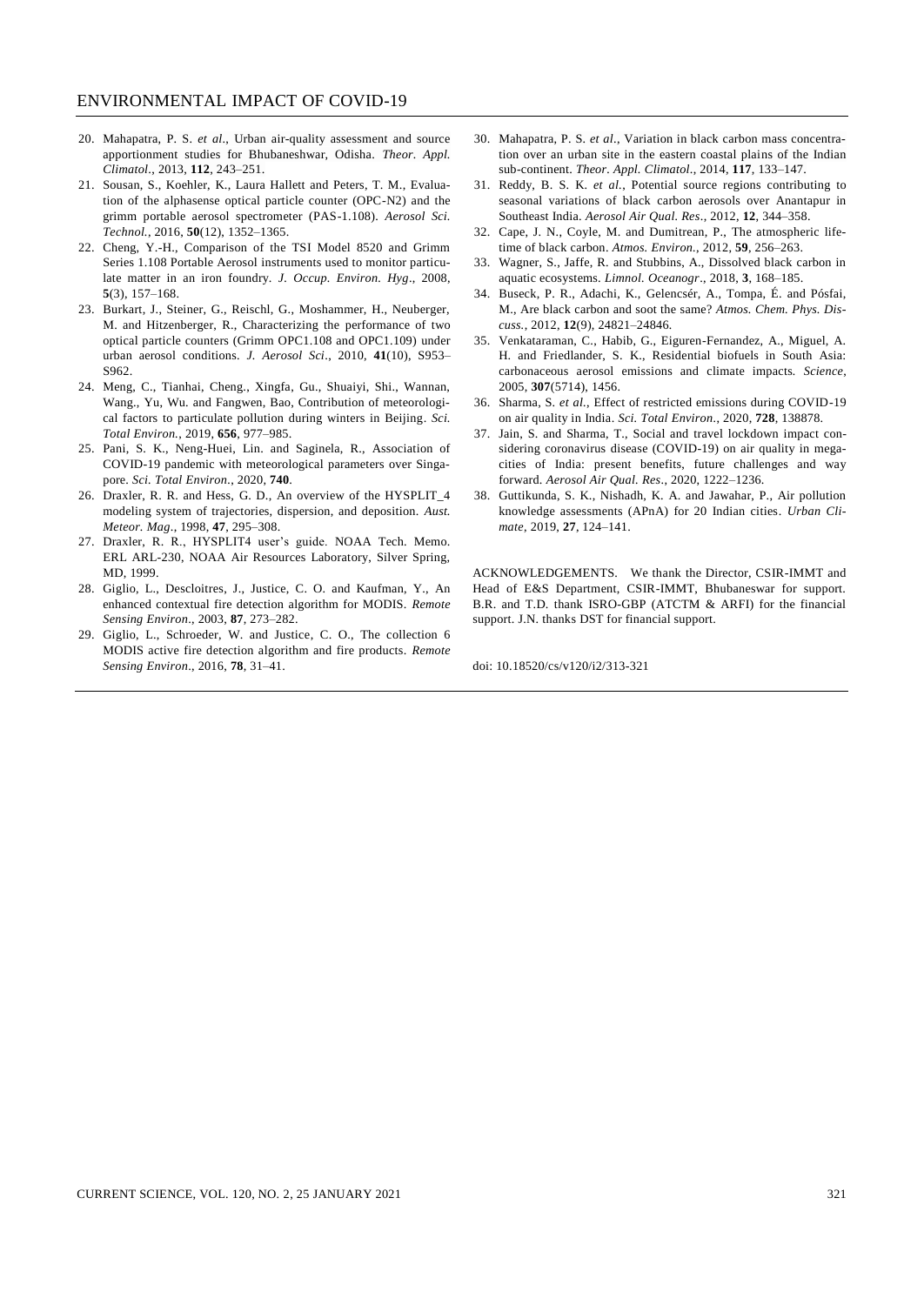20. Mahapatra, P. S. *et al*., Urban air-quality assessment and source apportionment studies for Bhubaneshwar, Odisha. *Theor. Appl. Climatol.*, 2013, **112**, 243–251.
21. Sousan, S., Koehler, K., Laura Hallett and Peters, T. M., Evaluation of the alphasense optical particle counter (OPC-N2) and the grimm portable aerosol spectrometer (PAS-1.108). *Aerosol Sci. Technol.*, 2016, **50**(12), 1352–1365.
22. Cheng, Y.-H., Comparison of the TSI Model 8520 and Grimm Series 1.108 Portable Aerosol instruments used to monitor particulate matter in an iron foundry. *J. Occup. Environ. Hyg*., 2008, **5**(3), 157–168.
23. Burkart, J., Steiner, G., Reischl, G., Moshammer, H., Neuberger, M. and Hitzenberger, R., Characterizing the performance of two optical particle counters (Grimm OPC1.108 and OPC1.109) under urban aerosol conditions. *J. Aerosol Sci*., 2010, **41**(10), S953–S962.
24. Meng, C., Tianhai, Cheng., Xingfa, Gu., Shuaiyi, Shi., Wannan, Wang., Yu, Wu. and Fangwen, Bao, Contribution of meteorological factors to particulate pollution during winters in Beijing. *Sci. Total Environ.*, 2019, **656**, 977–985.
25. Pani, S. K., Neng-Huei, Lin. and Saginela, R., Association of COVID-19 pandemic with meteorological parameters over Singapore. *Sci. Total Environ*., 2020, **740**.
26. Draxler, R. R. and Hess, G. D., An overview of the HYSPLIT_4 modeling system of trajectories, dispersion, and deposition. *Aust. Meteor. Mag*., 1998, **47**, 295–308.
27. Draxler, R. R., HYSPLIT4 user's guide. NOAA Tech. Memo. ERL ARL-230, NOAA Air Resources Laboratory, Silver Spring, MD, 1999.
28. Giglio, L., Descloitres, J., Justice, C. O. and Kaufman, Y., An enhanced contextual fire detection algorithm for MODIS. *Remote Sensing Environ*., 2003, **87**, 273–282.
29. Giglio, L., Schroeder, W. and Justice, C. O., The collection 6 MODIS active fire detection algorithm and fire products. *Remote Sensing Environ*., 2016, **78**, 31–41.
30. Mahapatra, P. S. *et al*., Variation in black carbon mass concentration over an urban site in the eastern coastal plains of the Indian sub-continent. *Theor. Appl. Climatol*., 2014, **117**, 133–147.
31. Reddy, B. S. K. *et al.*, Potential source regions contributing to seasonal variations of black carbon aerosols over Anantapur in Southeast India. *Aerosol Air Qual. Res*., 2012, **12**, 344–358.
32. Cape, J. N., Coyle, M. and Dumitrean, P., The atmospheric lifetime of black carbon. *Atmos. Environ.*, 2012, **59**, 256–263.
33. Wagner, S., Jaffe, R. and Stubbins, A., Dissolved black carbon in aquatic ecosystems. *Limnol. Oceanogr*., 2018, **3**, 168–185.
34. Buseck, P. R., Adachi, K., Gelencsér, A., Tompa, É. and Pósfai, M., Are black carbon and soot the same? *Atmos. Chem. Phys. Discuss.*, 2012, **12**(9), 24821–24846.
35. Venkataraman, C., Habib, G., Eiguren-Fernandez, A., Miguel, A. H. and Friedlander, S. K., Residential biofuels in South Asia: carbonaceous aerosol emissions and climate impacts. *Science*, 2005, **307**(5714), 1456.
36. Sharma, S. *et al.*, Effect of restricted emissions during COVID-19 on air quality in India. *Sci. Total Environ*., 2020, **728**, 138878.
37. Jain, S. and Sharma, T., Social and travel lockdown impact considering coronavirus disease (COVID-19) on air quality in megacities of India: present benefits, future challenges and way forward. *Aerosol Air Qual. Res*., 2020, 1222–1236.
38. Guttikunda, S. K., Nishadh, K. A. and Jawahar, P., Air pollution knowledge assessments (APnA) for 20 Indian cities. *Urban Climate*, 2019, **27**, 124–141.

ACKNOWLEDGEMENTS. We thank the Director, CSIR-IMMT and Head of E&S Department, CSIR-IMMT, Bhubaneswar for support. B.R. and T.D. thank ISRO-GBP (ATCTM & ARFI) for the financial support. J.N. thanks DST for financial support.

doi: 10.18520/cs/v120/i2/313-321